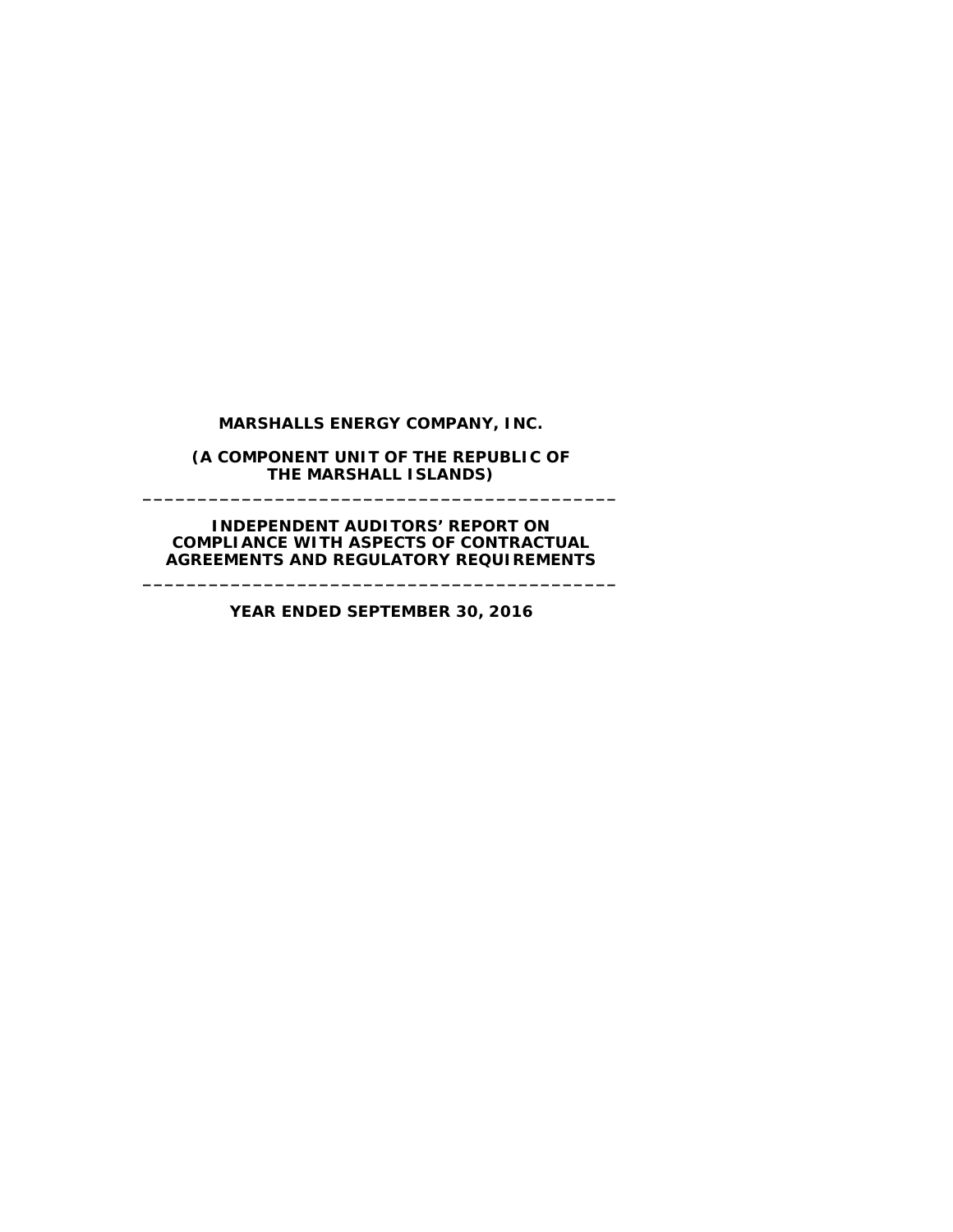**MARSHALLS ENERGY COMPANY, INC.**

**(A COMPONENT UNIT OF THE REPUBLIC OF THE MARSHALL ISLANDS)**

---

**INDEPENDENT AUDITORS' REPORT ON COMPLIANCE WITH ASPECTS OF CONTRACTUAL AGREEMENTS AND REGULATORY REQUIREMENTS**

---

**YEAR ENDED SEPTEMBER 30, 2016**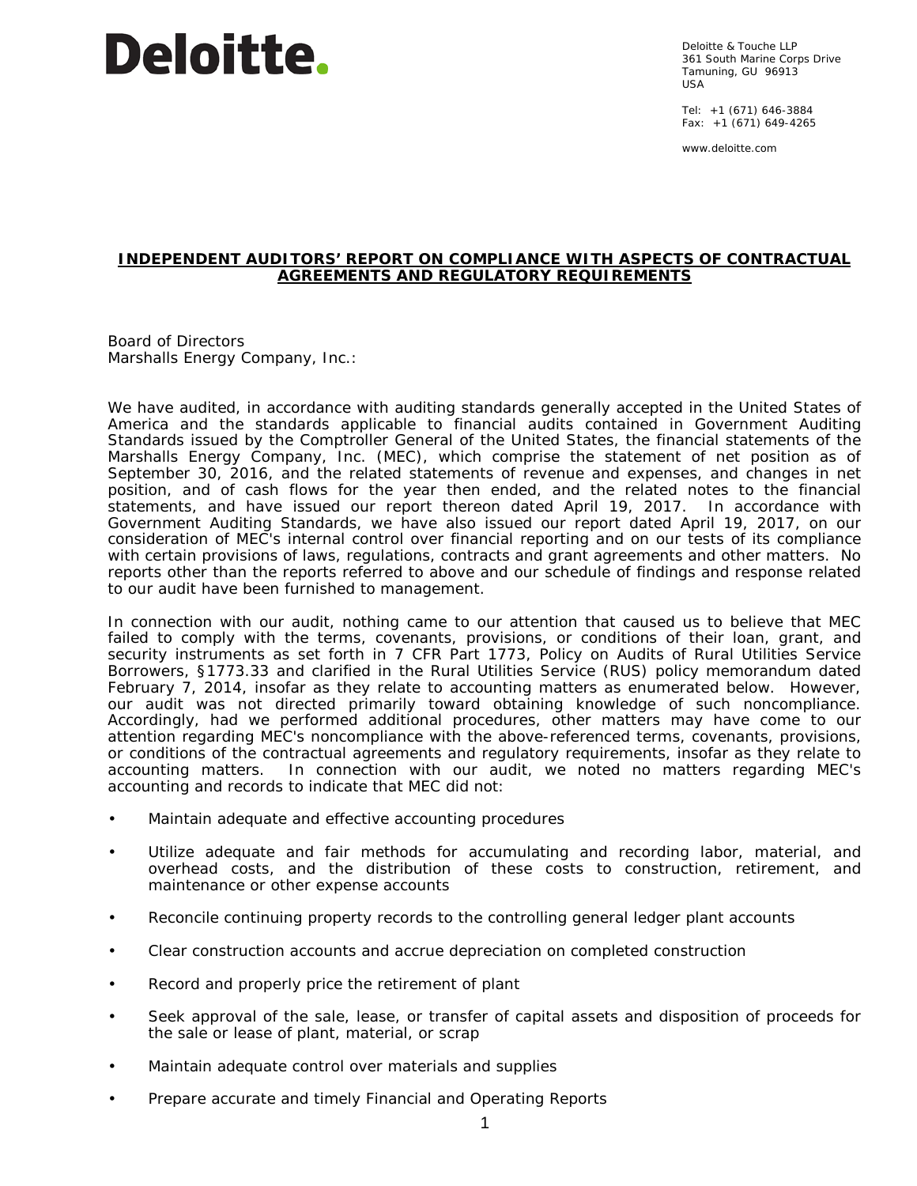Deloitte & Touche LLP
361 South Marine Corps Drive
Tamuning, GU 96913
USA

Tel: +1 (671) 646-3884
Fax: +1 (671) 649-4265

www.deloitte.com

## INDEPENDENT AUDITORS' REPORT ON COMPLIANCE WITH ASPECTS OF CONTRACTUAL AGREEMENTS AND REGULATORY REQUIREMENTS

Board of Directors
Marshalls Energy Company, Inc.:

We have audited, in accordance with auditing standards generally accepted in the United States of America and the standards applicable to financial audits contained in Government Auditing Standards issued by the Comptroller General of the United States, the financial statements of the Marshalls Energy Company, Inc. (MEC), which comprise the statement of net position as of September 30, 2016, and the related statements of revenue and expenses, and changes in net position, and of cash flows for the year then ended, and the related notes to the financial statements, and have issued our report thereon dated April 19, 2017. In accordance with Government Auditing Standards, we have also issued our report dated April 19, 2017, on our consideration of MEC's internal control over financial reporting and on our tests of its compliance with certain provisions of laws, regulations, contracts and grant agreements and other matters. No reports other than the reports referred to above and our schedule of findings and response related to our audit have been furnished to management.

In connection with our audit, nothing came to our attention that caused us to believe that MEC failed to comply with the terms, covenants, provisions, or conditions of their loan, grant, and security instruments as set forth in 7 CFR Part 1773, Policy on Audits of Rural Utilities Service Borrowers, §1773.33 and clarified in the Rural Utilities Service (RUS) policy memorandum dated February 7, 2014, insofar as they relate to accounting matters as enumerated below. However, our audit was not directed primarily toward obtaining knowledge of such noncompliance. Accordingly, had we performed additional procedures, other matters may have come to our attention regarding MEC's noncompliance with the above-referenced terms, covenants, provisions, or conditions of the contractual agreements and regulatory requirements, insofar as they relate to accounting matters. In connection with our audit, we noted no matters regarding MEC's accounting and records to indicate that MEC did not:

- Maintain adequate and effective accounting procedures
- Utilize adequate and fair methods for accumulating and recording labor, material, and overhead costs, and the distribution of these costs to construction, retirement, and maintenance or other expense accounts
- Reconcile continuing property records to the controlling general ledger plant accounts
- Clear construction accounts and accrue depreciation on completed construction
- Record and properly price the retirement of plant
- Seek approval of the sale, lease, or transfer of capital assets and disposition of proceeds for the sale or lease of plant, material, or scrap
- Maintain adequate control over materials and supplies
- Prepare accurate and timely Financial and Operating Reports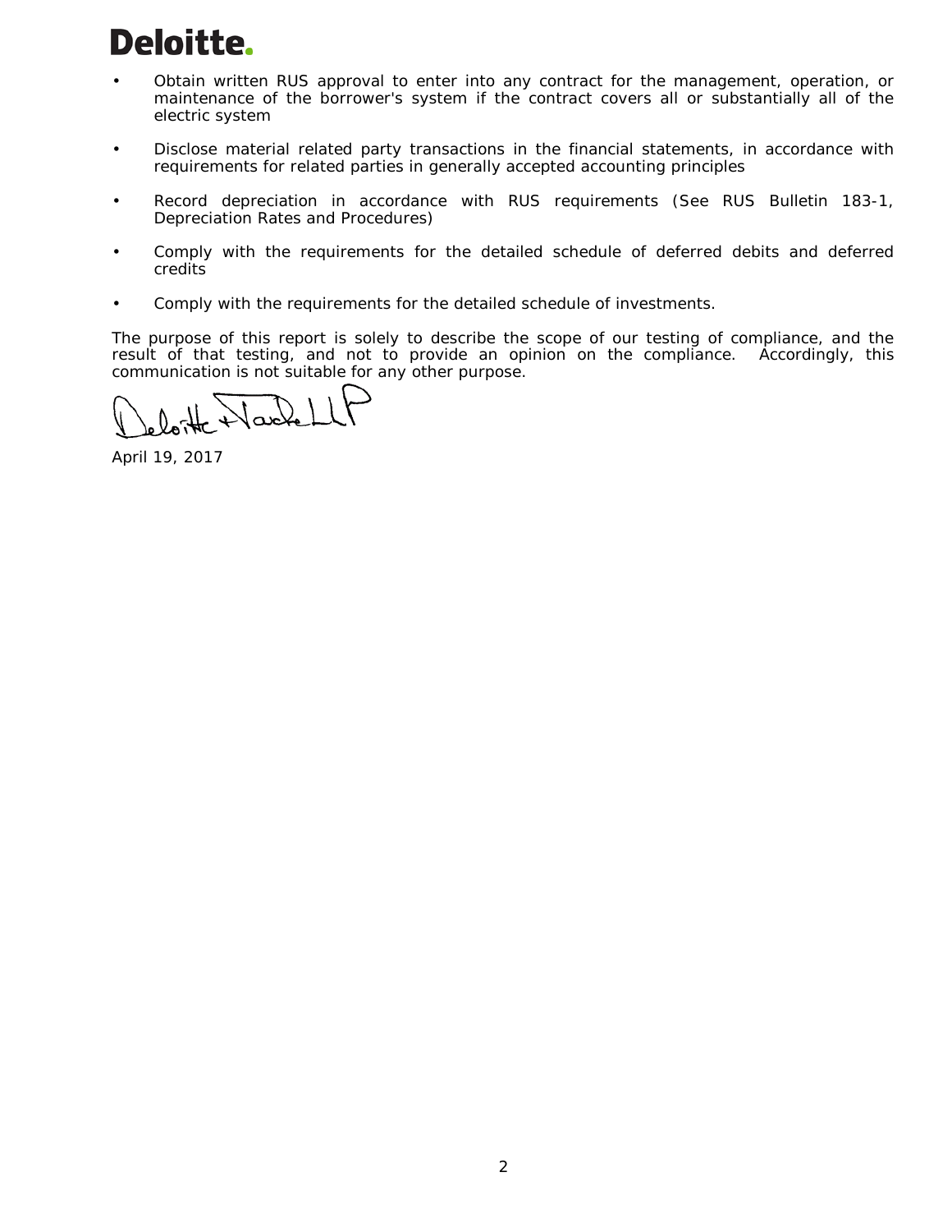- Obtain written RUS approval to enter into any contract for the management, operation, or maintenance of the borrower's system if the contract covers all or substantially all of the electric system
- Disclose material related party transactions in the financial statements, in accordance with requirements for related parties in generally accepted accounting principles
- Record depreciation in accordance with RUS requirements (See RUS Bulletin 183-1, Depreciation Rates and Procedures)
- Comply with the requirements for the detailed schedule of deferred debits and deferred credits
- Comply with the requirements for the detailed schedule of investments.

The purpose of this report is solely to describe the scope of our testing of compliance, and the result of that testing, and not to provide an opinion on the compliance. Accordingly, this communication is not suitable for any other purpose.

Deloitte & Touche LLP

April 19, 2017